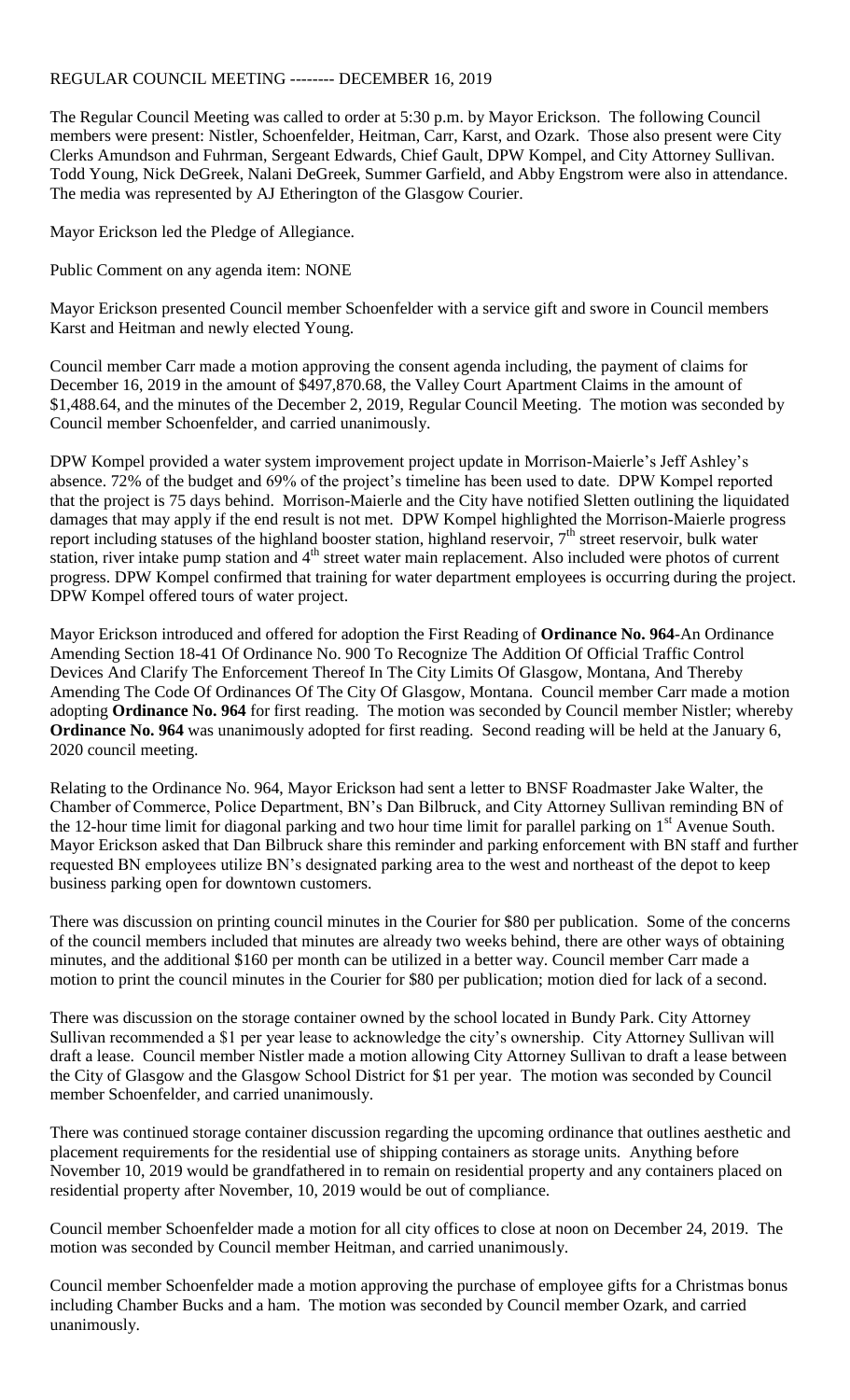REGULAR COUNCIL MEETING -------- DECEMBER 16, 2019

The Regular Council Meeting was called to order at 5:30 p.m. by Mayor Erickson. The following Council members were present: Nistler, Schoenfelder, Heitman, Carr, Karst, and Ozark. Those also present were City Clerks Amundson and Fuhrman, Sergeant Edwards, Chief Gault, DPW Kompel, and City Attorney Sullivan. Todd Young, Nick DeGreek, Nalani DeGreek, Summer Garfield, and Abby Engstrom were also in attendance. The media was represented by AJ Etherington of the Glasgow Courier.

Mayor Erickson led the Pledge of Allegiance.

Public Comment on any agenda item: NONE

Mayor Erickson presented Council member Schoenfelder with a service gift and swore in Council members Karst and Heitman and newly elected Young.

Council member Carr made a motion approving the consent agenda including, the payment of claims for December 16, 2019 in the amount of $497,870.68, the Valley Court Apartment Claims in the amount of $1,488.64, and the minutes of the December 2, 2019, Regular Council Meeting. The motion was seconded by Council member Schoenfelder, and carried unanimously.

DPW Kompel provided a water system improvement project update in Morrison-Maierle's Jeff Ashley's absence. 72% of the budget and 69% of the project's timeline has been used to date. DPW Kompel reported that the project is 75 days behind. Morrison-Maierle and the City have notified Sletten outlining the liquidated damages that may apply if the end result is not met. DPW Kompel highlighted the Morrison-Maierle progress report including statuses of the highland booster station, highland reservoir, 7th street reservoir, bulk water station, river intake pump station and 4th street water main replacement. Also included were photos of current progress. DPW Kompel confirmed that training for water department employees is occurring during the project. DPW Kompel offered tours of water project.

Mayor Erickson introduced and offered for adoption the First Reading of **Ordinance No. 964**-An Ordinance Amending Section 18-41 Of Ordinance No. 900 To Recognize The Addition Of Official Traffic Control Devices And Clarify The Enforcement Thereof In The City Limits Of Glasgow, Montana, And Thereby Amending The Code Of Ordinances Of The City Of Glasgow, Montana. Council member Carr made a motion adopting **Ordinance No. 964** for first reading. The motion was seconded by Council member Nistler; whereby **Ordinance No. 964** was unanimously adopted for first reading. Second reading will be held at the January 6, 2020 council meeting.

Relating to the Ordinance No. 964, Mayor Erickson had sent a letter to BNSF Roadmaster Jake Walter, the Chamber of Commerce, Police Department, BN's Dan Bilbruck, and City Attorney Sullivan reminding BN of the 12-hour time limit for diagonal parking and two hour time limit for parallel parking on 1st Avenue South. Mayor Erickson asked that Dan Bilbruck share this reminder and parking enforcement with BN staff and further requested BN employees utilize BN's designated parking area to the west and northeast of the depot to keep business parking open for downtown customers.

There was discussion on printing council minutes in the Courier for $80 per publication. Some of the concerns of the council members included that minutes are already two weeks behind, there are other ways of obtaining minutes, and the additional $160 per month can be utilized in a better way. Council member Carr made a motion to print the council minutes in the Courier for $80 per publication; motion died for lack of a second.

There was discussion on the storage container owned by the school located in Bundy Park. City Attorney Sullivan recommended a $1 per year lease to acknowledge the city's ownership. City Attorney Sullivan will draft a lease. Council member Nistler made a motion allowing City Attorney Sullivan to draft a lease between the City of Glasgow and the Glasgow School District for $1 per year. The motion was seconded by Council member Schoenfelder, and carried unanimously.

There was continued storage container discussion regarding the upcoming ordinance that outlines aesthetic and placement requirements for the residential use of shipping containers as storage units. Anything before November 10, 2019 would be grandfathered in to remain on residential property and any containers placed on residential property after November, 10, 2019 would be out of compliance.

Council member Schoenfelder made a motion for all city offices to close at noon on December 24, 2019. The motion was seconded by Council member Heitman, and carried unanimously.

Council member Schoenfelder made a motion approving the purchase of employee gifts for a Christmas bonus including Chamber Bucks and a ham. The motion was seconded by Council member Ozark, and carried unanimously.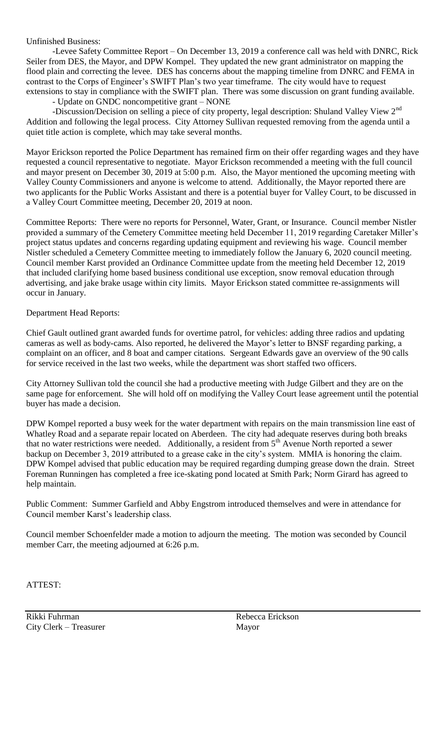Unfinished Business:

-Levee Safety Committee Report – On December 13, 2019 a conference call was held with DNRC, Rick Seiler from DES, the Mayor, and DPW Kompel. They updated the new grant administrator on mapping the flood plain and correcting the levee. DES has concerns about the mapping timeline from DNRC and FEMA in contrast to the Corps of Engineer's SWIFT Plan's two year timeframe. The city would have to request extensions to stay in compliance with the SWIFT plan. There was some discussion on grant funding available.

- Update on GNDC noncompetitive grant – NONE

-Discussion/Decision on selling a piece of city property, legal description: Shuland Valley View 2nd Addition and following the legal process. City Attorney Sullivan requested removing from the agenda until a quiet title action is complete, which may take several months.

Mayor Erickson reported the Police Department has remained firm on their offer regarding wages and they have requested a council representative to negotiate. Mayor Erickson recommended a meeting with the full council and mayor present on December 30, 2019 at 5:00 p.m. Also, the Mayor mentioned the upcoming meeting with Valley County Commissioners and anyone is welcome to attend. Additionally, the Mayor reported there are two applicants for the Public Works Assistant and there is a potential buyer for Valley Court, to be discussed in a Valley Court Committee meeting, December 20, 2019 at noon.

Committee Reports: There were no reports for Personnel, Water, Grant, or Insurance. Council member Nistler provided a summary of the Cemetery Committee meeting held December 11, 2019 regarding Caretaker Miller's project status updates and concerns regarding updating equipment and reviewing his wage. Council member Nistler scheduled a Cemetery Committee meeting to immediately follow the January 6, 2020 council meeting. Council member Karst provided an Ordinance Committee update from the meeting held December 12, 2019 that included clarifying home based business conditional use exception, snow removal education through advertising, and jake brake usage within city limits. Mayor Erickson stated committee re-assignments will occur in January.

Department Head Reports:

Chief Gault outlined grant awarded funds for overtime patrol, for vehicles: adding three radios and updating cameras as well as body-cams. Also reported, he delivered the Mayor's letter to BNSF regarding parking, a complaint on an officer, and 8 boat and camper citations. Sergeant Edwards gave an overview of the 90 calls for service received in the last two weeks, while the department was short staffed two officers.

City Attorney Sullivan told the council she had a productive meeting with Judge Gilbert and they are on the same page for enforcement. She will hold off on modifying the Valley Court lease agreement until the potential buyer has made a decision.

DPW Kompel reported a busy week for the water department with repairs on the main transmission line east of Whatley Road and a separate repair located on Aberdeen. The city had adequate reserves during both breaks that no water restrictions were needed. Additionally, a resident from 5th Avenue North reported a sewer backup on December 3, 2019 attributed to a grease cake in the city's system. MMIA is honoring the claim. DPW Kompel advised that public education may be required regarding dumping grease down the drain. Street Foreman Runningen has completed a free ice-skating pond located at Smith Park; Norm Girard has agreed to help maintain.

Public Comment: Summer Garfield and Abby Engstrom introduced themselves and were in attendance for Council member Karst's leadership class.

Council member Schoenfelder made a motion to adjourn the meeting. The motion was seconded by Council member Carr, the meeting adjourned at 6:26 p.m.

ATTEST:

| | |
|---|---|
| Rikki Fuhrman | Rebecca Erickson |
| City Clerk – Treasurer | Mayor |